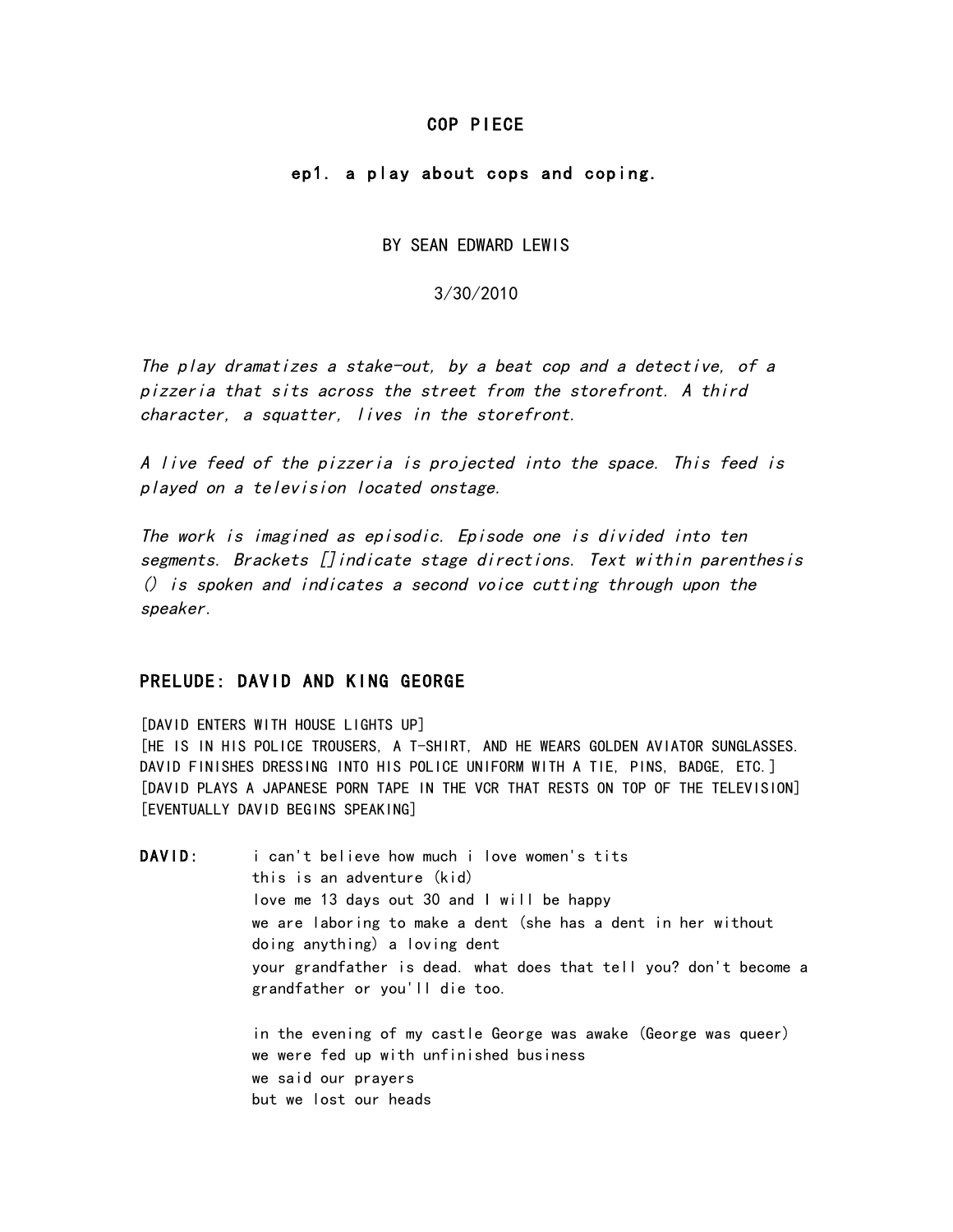# COP PIECE

## ep1. a play about cops and coping.

BY SEAN EDWARD LEWIS

3/30/2010

*The play dramatizes a stake-out, by a beat cop and a detective, of a pizzeria that sits across the street from the storefront. A third character, a squatter, lives in the storefront.*

*A live feed of the pizzeria is projected into the space. This feed is played on a television located onstage.*

*The work is imagined as episodic. Episode one is divided into ten segments. Brackets []indicate stage directions. Text within parenthesis () is spoken and indicates a second voice cutting through upon the speaker.*

## PRELUDE: DAVID AND KING GEORGE

[DAVID ENTERS WITH HOUSE LIGHTS UP]
[HE IS IN HIS POLICE TROUSERS, A T-SHIRT, AND HE WEARS GOLDEN AVIATOR SUNGLASSES. DAVID FINISHES DRESSING INTO HIS POLICE UNIFORM WITH A TIE, PINS, BADGE, ETC.]
[DAVID PLAYS A JAPANESE PORN TAPE IN THE VCR THAT RESTS ON TOP OF THE TELEVISION]
[EVENTUALLY DAVID BEGINS SPEAKING]

**DAVID:** i can't believe how much i love women's tits
this is an adventure (kid)
love me 13 days out 30 and I will be happy
we are laboring to make a dent (she has a dent in her without doing anything) a loving dent
your grandfather is dead. what does that tell you? don't become a grandfather or you'll die too.

in the evening of my castle George was awake (George was queer)
we were fed up with unfinished business
we said our prayers
but we lost our heads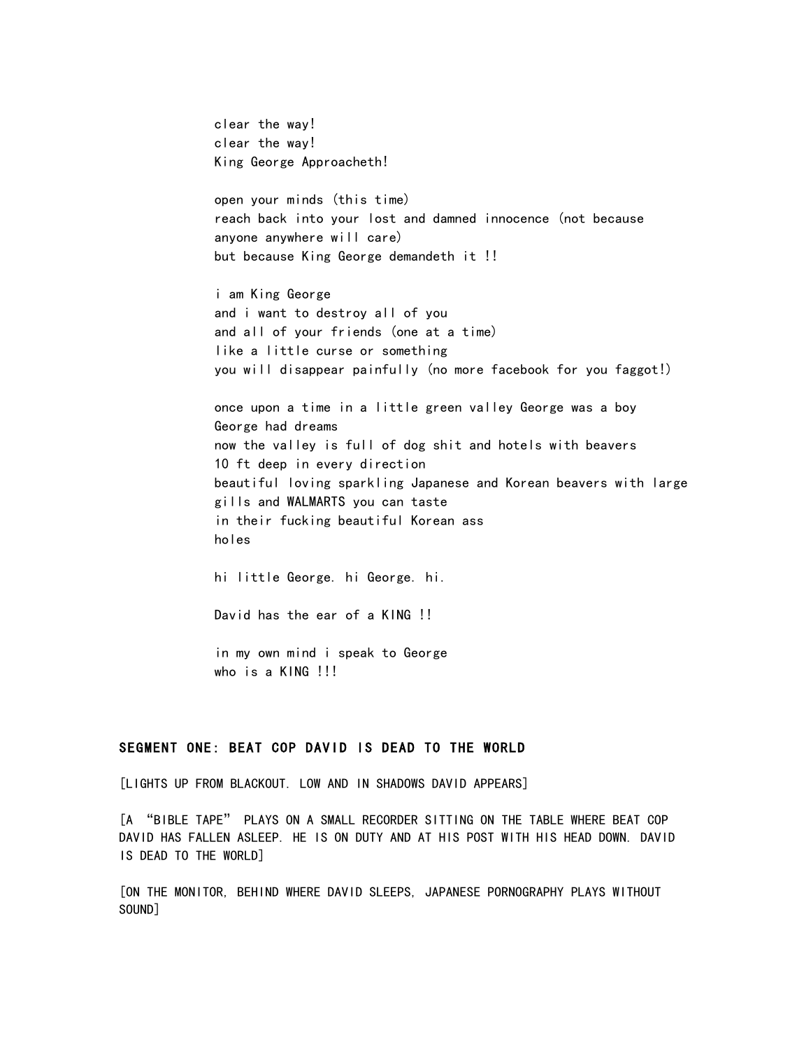clear the way!
clear the way!
King George Approacheth!

open your minds (this time)
reach back into your lost and damned innocence (not because anyone anywhere will care)
but because King George demandeth it !!

i am King George
and i want to destroy all of you
and all of your friends (one at a time)
like a little curse or something
you will disappear painfully (no more facebook for you faggot!)

once upon a time in a little green valley George was a boy
George had dreams
now the valley is full of dog shit and hotels with beavers
10 ft deep in every direction
beautiful loving sparkling Japanese and Korean beavers with large gills and WALMARTS you can taste
in their fucking beautiful Korean ass
holes

hi little George. hi George. hi.

David has the ear of a KING !!

in my own mind i speak to George
who is a KING !!!

## SEGMENT ONE: BEAT COP DAVID IS DEAD TO THE WORLD

[LIGHTS UP FROM BLACKOUT. LOW AND IN SHADOWS DAVID APPEARS]

[A "BIBLE TAPE" PLAYS ON A SMALL RECORDER SITTING ON THE TABLE WHERE BEAT COP DAVID HAS FALLEN ASLEEP. HE IS ON DUTY AND AT HIS POST WITH HIS HEAD DOWN. DAVID IS DEAD TO THE WORLD]

[ON THE MONITOR, BEHIND WHERE DAVID SLEEPS, JAPANESE PORNOGRAPHY PLAYS WITHOUT SOUND]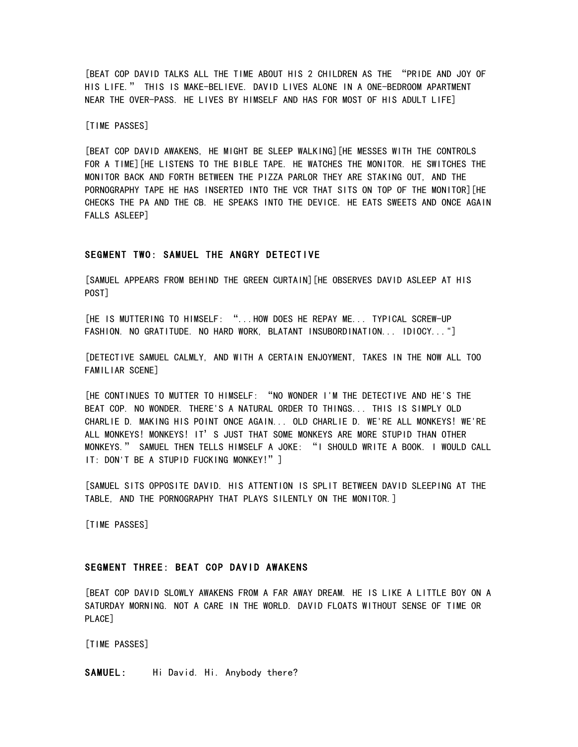[BEAT COP DAVID TALKS ALL THE TIME ABOUT HIS 2 CHILDREN AS THE "PRIDE AND JOY OF HIS LIFE." THIS IS MAKE-BELIEVE. DAVID LIVES ALONE IN A ONE-BEDROOM APARTMENT NEAR THE OVER-PASS. HE LIVES BY HIMSELF AND HAS FOR MOST OF HIS ADULT LIFE]

[TIME PASSES]

[BEAT COP DAVID AWAKENS, HE MIGHT BE SLEEP WALKING][HE MESSES WITH THE CONTROLS FOR A TIME][HE LISTENS TO THE BIBLE TAPE. HE WATCHES THE MONITOR. HE SWITCHES THE MONITOR BACK AND FORTH BETWEEN THE PIZZA PARLOR THEY ARE STAKING OUT, AND THE PORNOGRAPHY TAPE HE HAS INSERTED INTO THE VCR THAT SITS ON TOP OF THE MONITOR][HE CHECKS THE PA AND THE CB. HE SPEAKS INTO THE DEVICE. HE EATS SWEETS AND ONCE AGAIN FALLS ASLEEP]

### SEGMENT TWO: SAMUEL THE ANGRY DETECTIVE

[SAMUEL APPEARS FROM BEHIND THE GREEN CURTAIN][HE OBSERVES DAVID ASLEEP AT HIS POST]

[HE IS MUTTERING TO HIMSELF: "...HOW DOES HE REPAY ME... TYPICAL SCREW-UP FASHION. NO GRATITUDE. NO HARD WORK, BLATANT INSUBORDINATION... IDIOCY..."]

[DETECTIVE SAMUEL CALMLY, AND WITH A CERTAIN ENJOYMENT, TAKES IN THE NOW ALL TOO FAMILIAR SCENE]

[HE CONTINUES TO MUTTER TO HIMSELF: "NO WONDER I'M THE DETECTIVE AND HE'S THE BEAT COP. NO WONDER. THERE'S A NATURAL ORDER TO THINGS... THIS IS SIMPLY OLD CHARLIE D. MAKING HIS POINT ONCE AGAIN... OLD CHARLIE D. WE'RE ALL MONKEYS! WE'RE ALL MONKEYS! MONKEYS! IT'S JUST THAT SOME MONKEYS ARE MORE STUPID THAN OTHER MONKEYS." SAMUEL THEN TELLS HIMSELF A JOKE: "I SHOULD WRITE A BOOK. I WOULD CALL IT: DON'T BE A STUPID FUCKING MONKEY!"]

[SAMUEL SITS OPPOSITE DAVID. HIS ATTENTION IS SPLIT BETWEEN DAVID SLEEPING AT THE TABLE, AND THE PORNOGRAPHY THAT PLAYS SILENTLY ON THE MONITOR.]

[TIME PASSES]

### SEGMENT THREE: BEAT COP DAVID AWAKENS

[BEAT COP DAVID SLOWLY AWAKENS FROM A FAR AWAY DREAM. HE IS LIKE A LITTLE BOY ON A SATURDAY MORNING. NOT A CARE IN THE WORLD. DAVID FLOATS WITHOUT SENSE OF TIME OR PLACE]

[TIME PASSES]

**SAMUEL:** Hi David. Hi. Anybody there?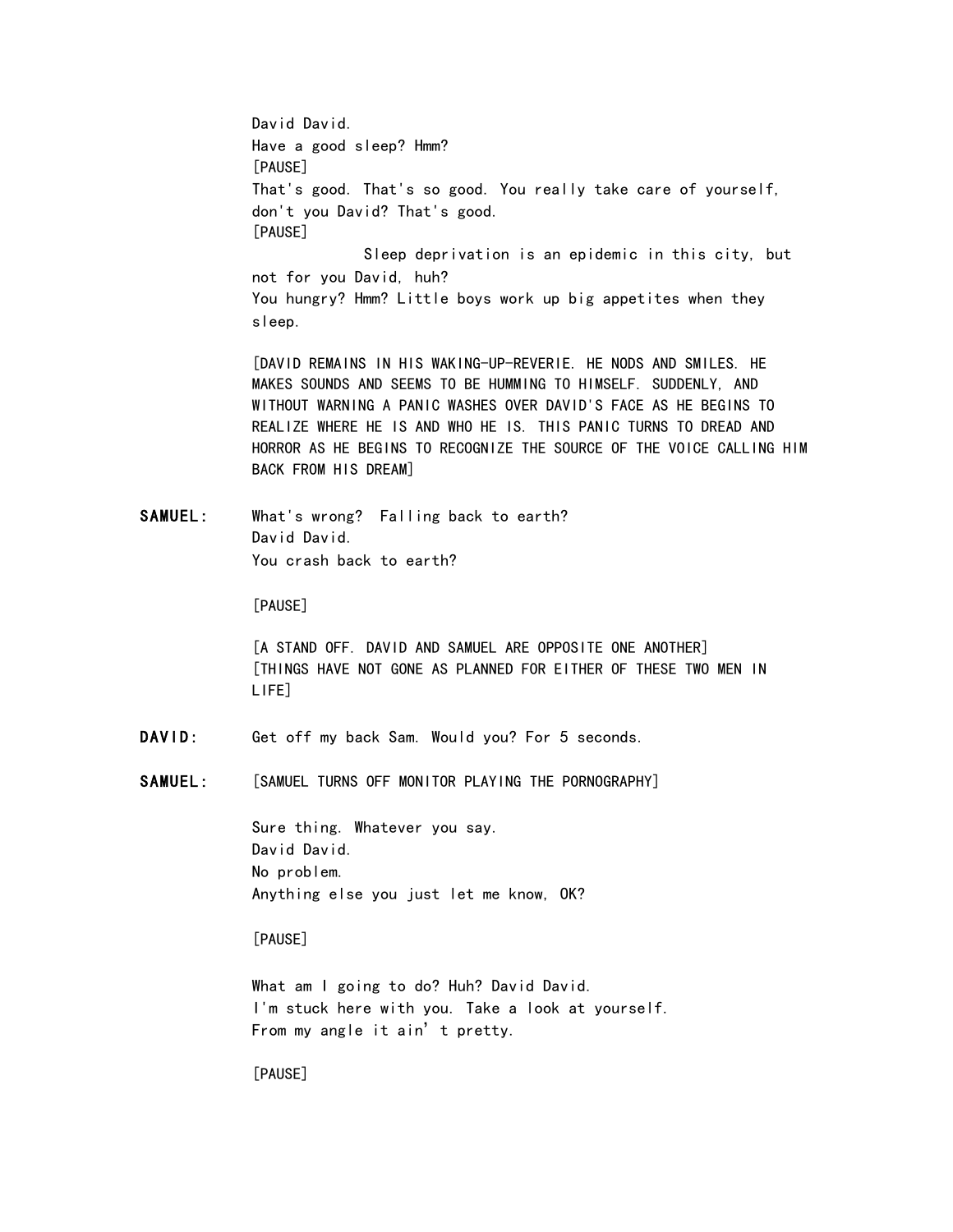David David.
Have a good sleep? Hmm?
[PAUSE]
That's good. That's so good. You really take care of yourself, don't you David? That's good.
[PAUSE]
Sleep deprivation is an epidemic in this city, but not for you David, huh?
You hungry? Hmm? Little boys work up big appetites when they sleep.

[DAVID REMAINS IN HIS WAKING-UP-REVERIE. HE NODS AND SMILES. HE MAKES SOUNDS AND SEEMS TO BE HUMMING TO HIMSELF. SUDDENLY, AND WITHOUT WARNING A PANIC WASHES OVER DAVID'S FACE AS HE BEGINS TO REALIZE WHERE HE IS AND WHO HE IS. THIS PANIC TURNS TO DREAD AND HORROR AS HE BEGINS TO RECOGNIZE THE SOURCE OF THE VOICE CALLING HIM BACK FROM HIS DREAM]

**SAMUEL:** What's wrong? Falling back to earth?
David David.
You crash back to earth?

[PAUSE]

[A STAND OFF. DAVID AND SAMUEL ARE OPPOSITE ONE ANOTHER]
[THINGS HAVE NOT GONE AS PLANNED FOR EITHER OF THESE TWO MEN IN LIFE]

**DAVID:** Get off my back Sam. Would you? For 5 seconds.

**SAMUEL:** [SAMUEL TURNS OFF MONITOR PLAYING THE PORNOGRAPHY]

Sure thing. Whatever you say.
David David.
No problem.
Anything else you just let me know, OK?

[PAUSE]

What am I going to do? Huh? David David.
I'm stuck here with you. Take a look at yourself.
From my angle it ain't pretty.

[PAUSE]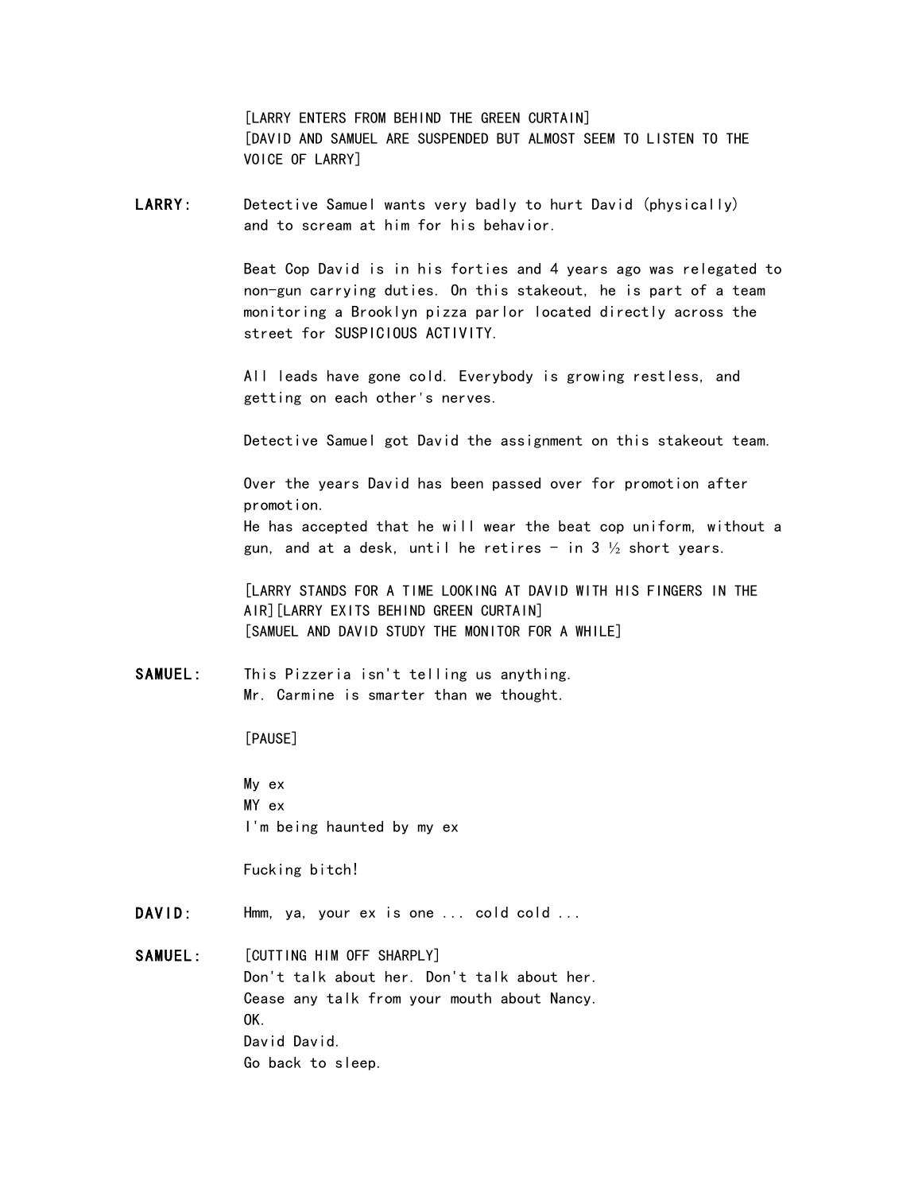[LARRY ENTERS FROM BEHIND THE GREEN CURTAIN]
[DAVID AND SAMUEL ARE SUSPENDED BUT ALMOST SEEM TO LISTEN TO THE VOICE OF LARRY]

**LARRY:** Detective Samuel wants very badly to hurt David (physically) and to scream at him for his behavior.

Beat Cop David is in his forties and 4 years ago was relegated to non-gun carrying duties. On this stakeout, he is part of a team monitoring a Brooklyn pizza parlor located directly across the street for SUSPICIOUS ACTIVITY.

All leads have gone cold. Everybody is growing restless, and getting on each other's nerves.

Detective Samuel got David the assignment on this stakeout team.

Over the years David has been passed over for promotion after promotion.
He has accepted that he will wear the beat cop uniform, without a gun, and at a desk, until he retires - in 3 ½ short years.

[LARRY STANDS FOR A TIME LOOKING AT DAVID WITH HIS FINGERS IN THE AIR][LARRY EXITS BEHIND GREEN CURTAIN]
[SAMUEL AND DAVID STUDY THE MONITOR FOR A WHILE]

**SAMUEL:** This Pizzeria isn't telling us anything.
Mr. Carmine is smarter than we thought.

[PAUSE]

My ex
MY ex
I'm being haunted by my ex

Fucking bitch!

**DAVID:** Hmm, ya, your ex is one ... cold cold ...

**SAMUEL:** [CUTTING HIM OFF SHARPLY]
Don't talk about her. Don't talk about her.
Cease any talk from your mouth about Nancy.
OK.
David David.
Go back to sleep.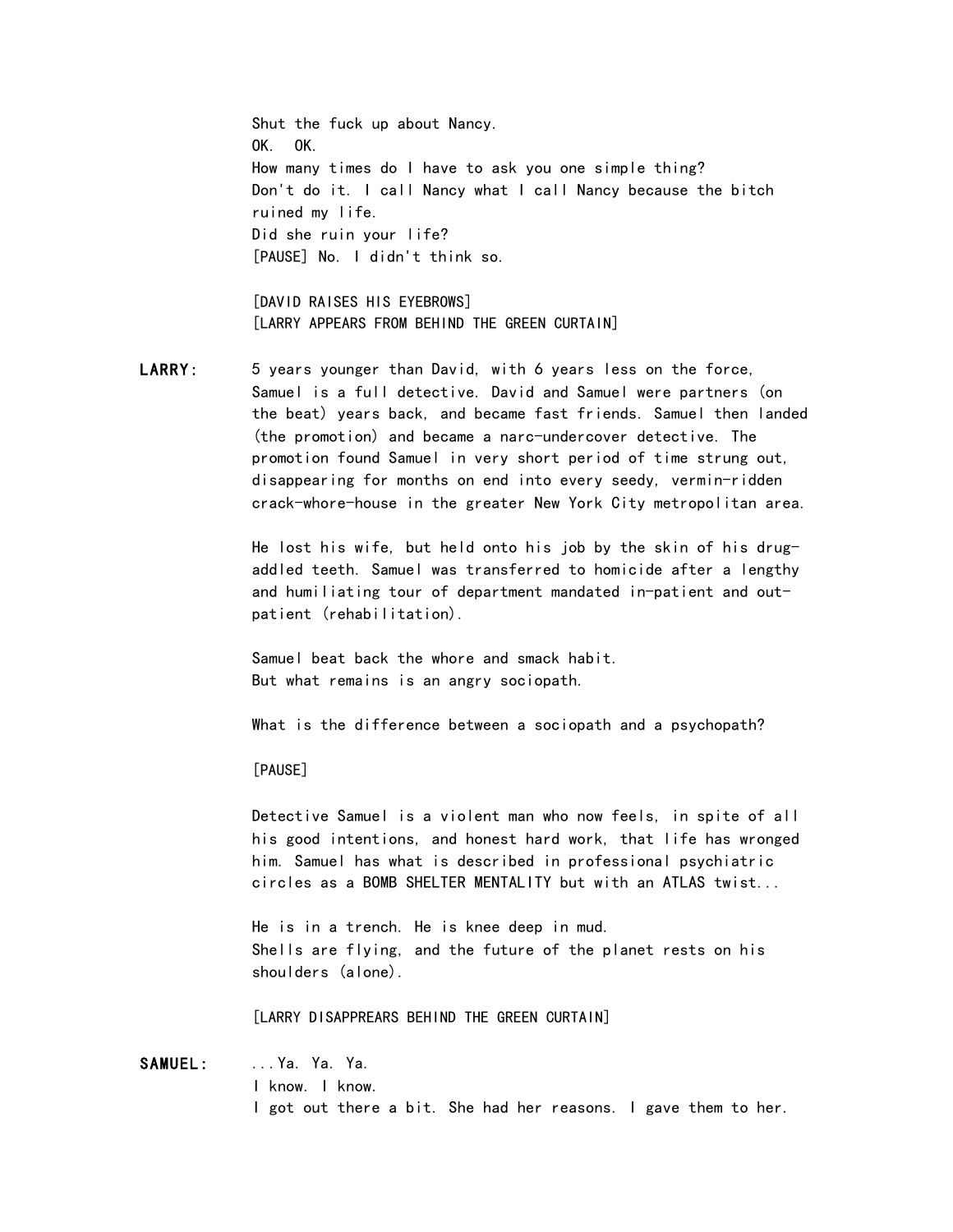Shut the fuck up about Nancy.
OK. OK.
How many times do I have to ask you one simple thing?
Don't do it. I call Nancy what I call Nancy because the bitch ruined my life.
Did she ruin your life?
[PAUSE] No. I didn't think so.

[DAVID RAISES HIS EYEBROWS]
[LARRY APPEARS FROM BEHIND THE GREEN CURTAIN]

**LARRY:** 5 years younger than David, with 6 years less on the force, Samuel is a full detective. David and Samuel were partners (on the beat) years back, and became fast friends. Samuel then landed (the promotion) and became a narc-undercover detective. The promotion found Samuel in very short period of time strung out, disappearing for months on end into every seedy, vermin-ridden crack-whore-house in the greater New York City metropolitan area.

He lost his wife, but held onto his job by the skin of his drug-addled teeth. Samuel was transferred to homicide after a lengthy and humiliating tour of department mandated in-patient and out-patient (rehabilitation).

Samuel beat back the whore and smack habit.
But what remains is an angry sociopath.

What is the difference between a sociopath and a psychopath?

[PAUSE]

Detective Samuel is a violent man who now feels, in spite of all his good intentions, and honest hard work, that life has wronged him. Samuel has what is described in professional psychiatric circles as a BOMB SHELTER MENTALITY but with an ATLAS twist...

He is in a trench. He is knee deep in mud.
Shells are flying, and the future of the planet rests on his shoulders (alone).

[LARRY DISAPPREARS BEHIND THE GREEN CURTAIN]

**SAMUEL:** ...Ya. Ya. Ya.
I know. I know.
I got out there a bit. She had her reasons. I gave them to her.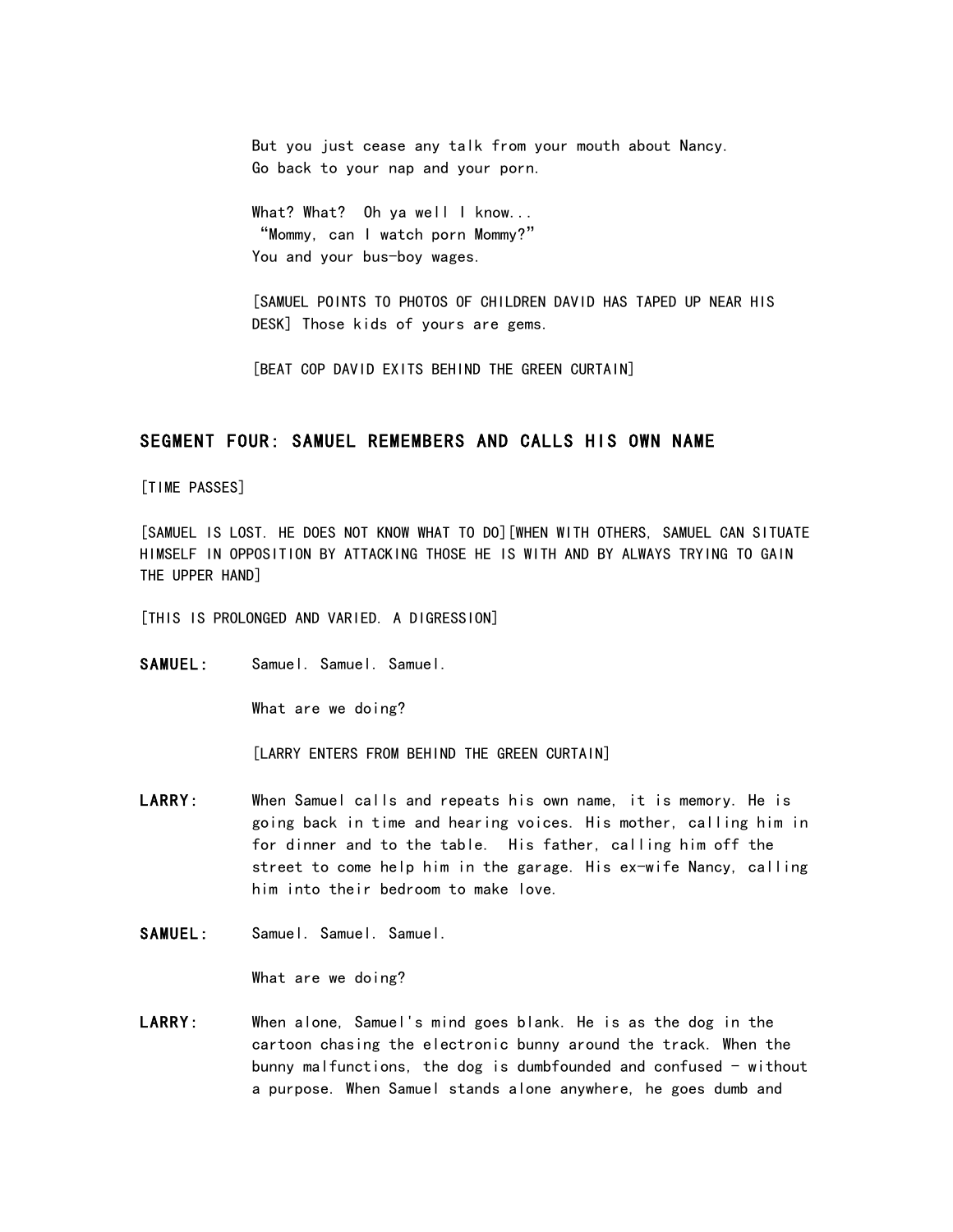But you just cease any talk from your mouth about Nancy.
Go back to your nap and your porn.

What? What? Oh ya well I know...
"Mommy, can I watch porn Mommy?"
You and your bus-boy wages.

[SAMUEL POINTS TO PHOTOS OF CHILDREN DAVID HAS TAPED UP NEAR HIS DESK] Those kids of yours are gems.

[BEAT COP DAVID EXITS BEHIND THE GREEN CURTAIN]

## SEGMENT FOUR: SAMUEL REMEMBERS AND CALLS HIS OWN NAME

[TIME PASSES]

[SAMUEL IS LOST. HE DOES NOT KNOW WHAT TO DO][WHEN WITH OTHERS, SAMUEL CAN SITUATE HIMSELF IN OPPOSITION BY ATTACKING THOSE HE IS WITH AND BY ALWAYS TRYING TO GAIN THE UPPER HAND]

[THIS IS PROLONGED AND VARIED. A DIGRESSION]

**SAMUEL:** Samuel. Samuel. Samuel.

What are we doing?

[LARRY ENTERS FROM BEHIND THE GREEN CURTAIN]

**LARRY:** When Samuel calls and repeats his own name, it is memory. He is going back in time and hearing voices. His mother, calling him in for dinner and to the table. His father, calling him off the street to come help him in the garage. His ex-wife Nancy, calling him into their bedroom to make love.

**SAMUEL:** Samuel. Samuel. Samuel.

What are we doing?

**LARRY:** When alone, Samuel's mind goes blank. He is as the dog in the cartoon chasing the electronic bunny around the track. When the bunny malfunctions, the dog is dumbfounded and confused - without a purpose. When Samuel stands alone anywhere, he goes dumb and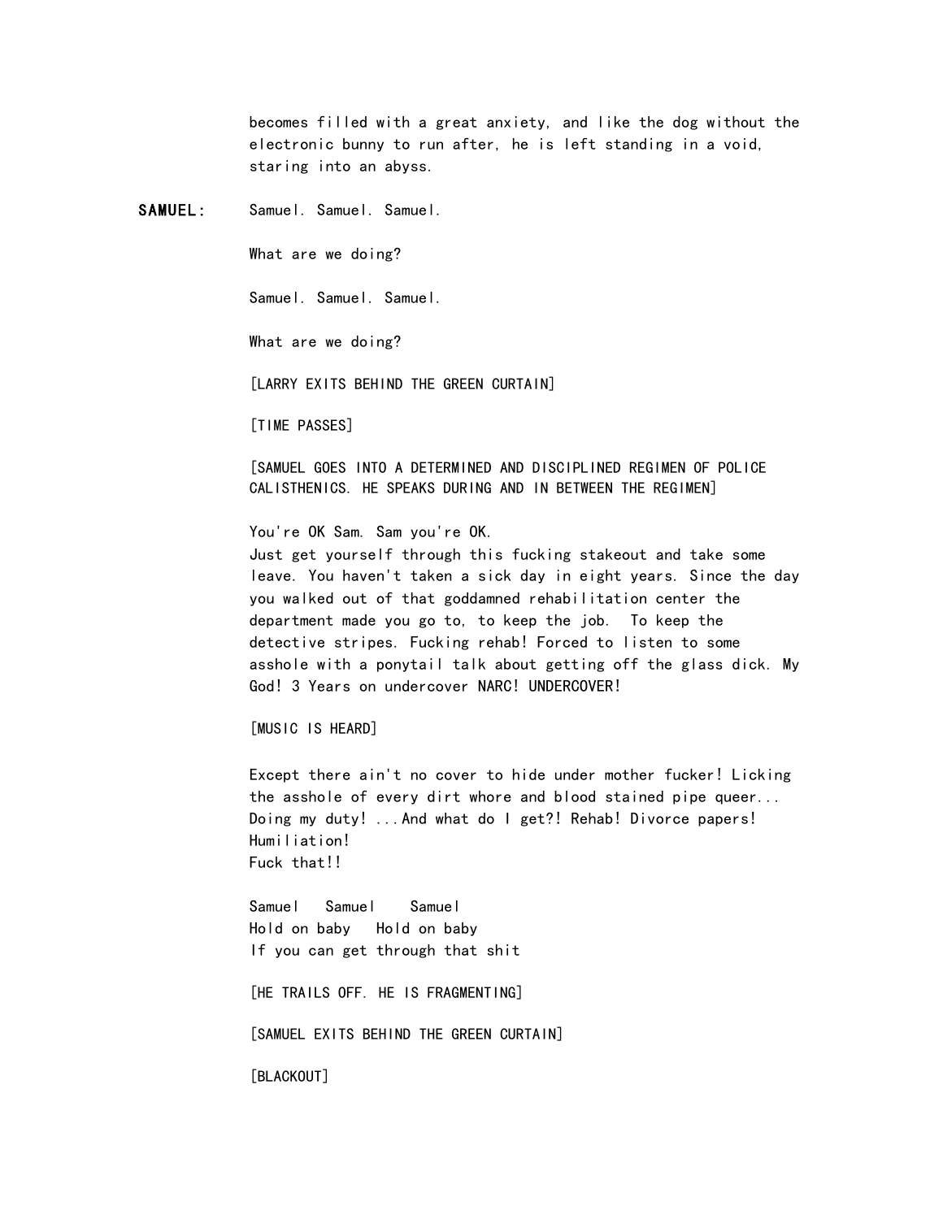becomes filled with a great anxiety, and like the dog without the electronic bunny to run after, he is left standing in a void, staring into an abyss.

**SAMUEL:** Samuel. Samuel. Samuel.

What are we doing?

Samuel. Samuel. Samuel.

What are we doing?

[LARRY EXITS BEHIND THE GREEN CURTAIN]

[TIME PASSES]

[SAMUEL GOES INTO A DETERMINED AND DISCIPLINED REGIMEN OF POLICE CALISTHENICS. HE SPEAKS DURING AND IN BETWEEN THE REGIMEN]

You're OK Sam. Sam you're OK.
Just get yourself through this fucking stakeout and take some leave. You haven't taken a sick day in eight years. Since the day you walked out of that goddamned rehabilitation center the department made you go to, to keep the job. To keep the detective stripes. Fucking rehab! Forced to listen to some asshole with a ponytail talk about getting off the glass dick. My God! 3 Years on undercover NARC! UNDERCOVER!

[MUSIC IS HEARD]

Except there ain't no cover to hide under mother fucker! Licking the asshole of every dirt whore and blood stained pipe queer... Doing my duty! ...And what do I get?! Rehab! Divorce papers! Humiliation!
Fuck that!!

Samuel   Samuel   Samuel
Hold on baby   Hold on baby
If you can get through that shit

[HE TRAILS OFF. HE IS FRAGMENTING]

[SAMUEL EXITS BEHIND THE GREEN CURTAIN]

[BLACKOUT]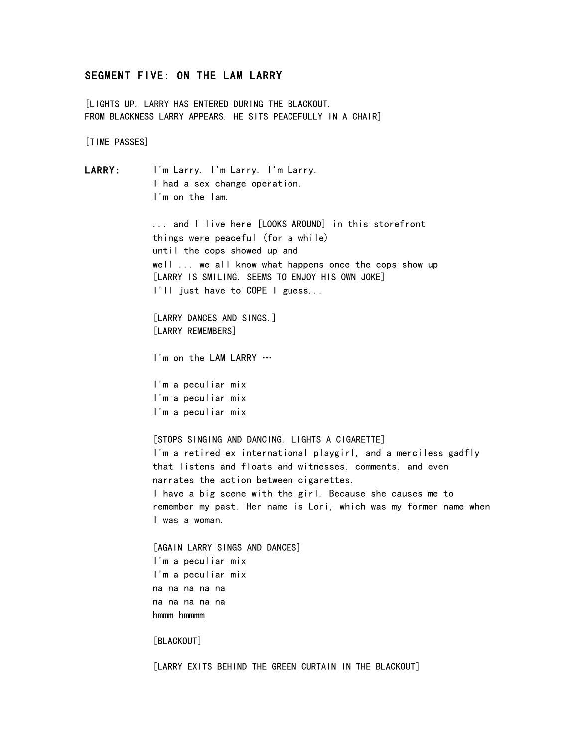## SEGMENT FIVE: ON THE LAM LARRY

[LIGHTS UP. LARRY HAS ENTERED DURING THE BLACKOUT.
FROM BLACKNESS LARRY APPEARS. HE SITS PEACEFULLY IN A CHAIR]

[TIME PASSES]

**LARRY:** I'm Larry. I'm Larry. I'm Larry.
I had a sex change operation.
I'm on the lam.

... and I live here [LOOKS AROUND] in this storefront
things were peaceful (for a while)
until the cops showed up and
well ... we all know what happens once the cops show up
[LARRY IS SMILING. SEEMS TO ENJOY HIS OWN JOKE]
I'll just have to COPE I guess...

[LARRY DANCES AND SINGS.]
[LARRY REMEMBERS]

I'm on the LAM LARRY …

I'm a peculiar mix
I'm a peculiar mix
I'm a peculiar mix

[STOPS SINGING AND DANCING. LIGHTS A CIGARETTE]
I'm a retired ex international playgirl, and a merciless gadfly that listens and floats and witnesses, comments, and even narrates the action between cigarettes.
I have a big scene with the girl. Because she causes me to remember my past. Her name is Lori, which was my former name when I was a woman.

[AGAIN LARRY SINGS AND DANCES]
I'm a peculiar mix
I'm a peculiar mix
na na na na na
na na na na na
hmmm hmmmm

[BLACKOUT]

[LARRY EXITS BEHIND THE GREEN CURTAIN IN THE BLACKOUT]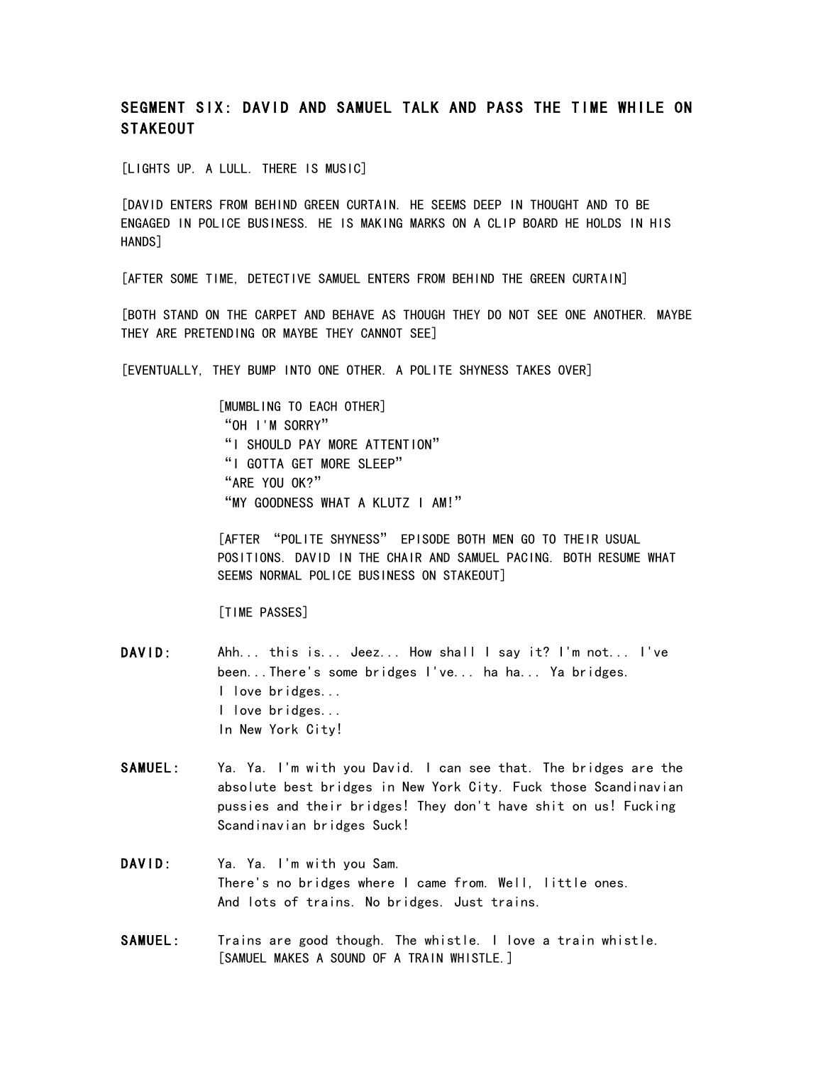## SEGMENT SIX: DAVID AND SAMUEL TALK AND PASS THE TIME WHILE ON STAKEOUT

[LIGHTS UP. A LULL. THERE IS MUSIC]

[DAVID ENTERS FROM BEHIND GREEN CURTAIN. HE SEEMS DEEP IN THOUGHT AND TO BE ENGAGED IN POLICE BUSINESS. HE IS MAKING MARKS ON A CLIP BOARD HE HOLDS IN HIS HANDS]

[AFTER SOME TIME, DETECTIVE SAMUEL ENTERS FROM BEHIND THE GREEN CURTAIN]

[BOTH STAND ON THE CARPET AND BEHAVE AS THOUGH THEY DO NOT SEE ONE ANOTHER. MAYBE THEY ARE PRETENDING OR MAYBE THEY CANNOT SEE]

[EVENTUALLY, THEY BUMP INTO ONE OTHER. A POLITE SHYNESS TAKES OVER]

> [MUMBLING TO EACH OTHER]
> "OH I'M SORRY"
> "I SHOULD PAY MORE ATTENTION"
> "I GOTTA GET MORE SLEEP"
> "ARE YOU OK?"
> "MY GOODNESS WHAT A KLUTZ I AM!"
>
> [AFTER "POLITE SHYNESS" EPISODE BOTH MEN GO TO THEIR USUAL POSITIONS. DAVID IN THE CHAIR AND SAMUEL PACING. BOTH RESUME WHAT SEEMS NORMAL POLICE BUSINESS ON STAKEOUT]
>
> [TIME PASSES]

**DAVID:** Ahh... this is... Jeez... How shall I say it? I'm not... I've been...There's some bridges I've... ha ha... Ya bridges.
I love bridges...
I love bridges...
In New York City!

**SAMUEL:** Ya. Ya. I'm with you David. I can see that. The bridges are the absolute best bridges in New York City. Fuck those Scandinavian pussies and their bridges! They don't have shit on us! Fucking Scandinavian bridges Suck!

**DAVID:** Ya. Ya. I'm with you Sam.
There's no bridges where I came from. Well, little ones.
And lots of trains. No bridges. Just trains.

**SAMUEL:** Trains are good though. The whistle. I love a train whistle.
[SAMUEL MAKES A SOUND OF A TRAIN WHISTLE.]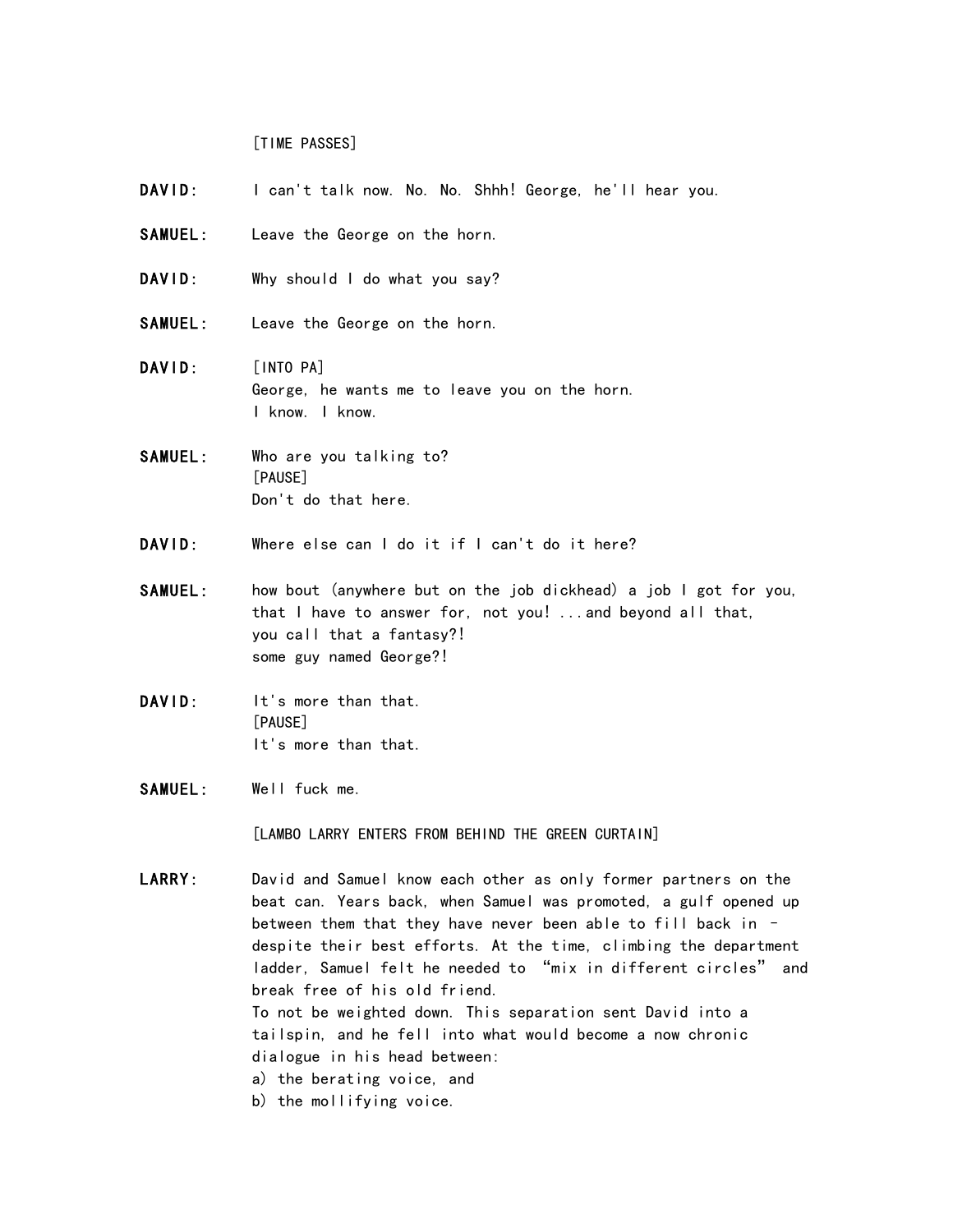[TIME PASSES]

**DAVID:** I can't talk now. No. No. Shhh! George, he'll hear you.

**SAMUEL:** Leave the George on the horn.

**DAVID:** Why should I do what you say?

**SAMUEL:** Leave the George on the horn.

**DAVID:** [INTO PA]
George, he wants me to leave you on the horn.
I know. I know.

**SAMUEL:** Who are you talking to?
[PAUSE]
Don't do that here.

**DAVID:** Where else can I do it if I can't do it here?

**SAMUEL:** how bout (anywhere but on the job dickhead) a job I got for you, that I have to answer for, not you! ...and beyond all that, you call that a fantasy?!
some guy named George?!

**DAVID:** It's more than that.
[PAUSE]
It's more than that.

**SAMUEL:** Well fuck me.

[LAMBO LARRY ENTERS FROM BEHIND THE GREEN CURTAIN]

**LARRY:** David and Samuel know each other as only former partners on the beat can. Years back, when Samuel was promoted, a gulf opened up between them that they have never been able to fill back in - despite their best efforts. At the time, climbing the department ladder, Samuel felt he needed to "mix in different circles" and break free of his old friend.
To not be weighted down. This separation sent David into a tailspin, and he fell into what would become a now chronic dialogue in his head between:
a) the berating voice, and
b) the mollifying voice.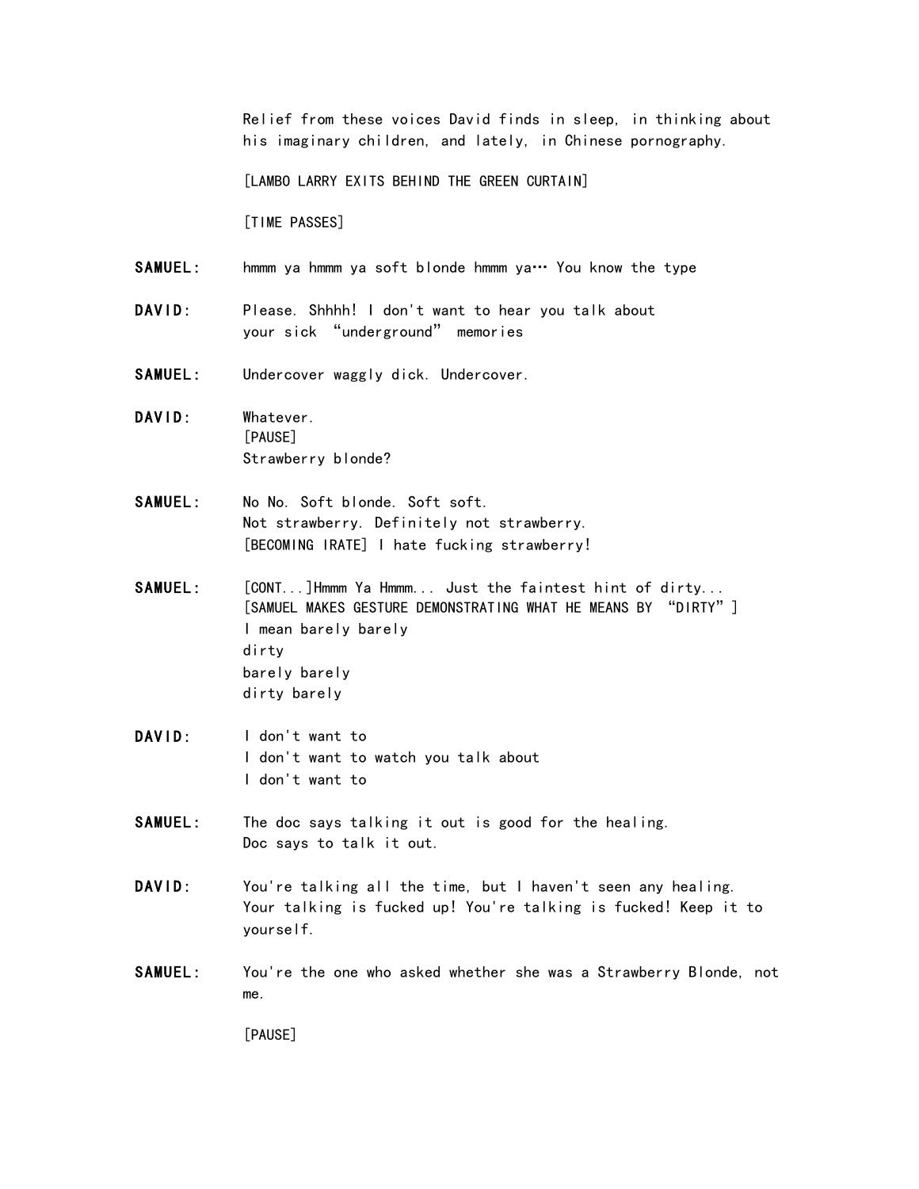Relief from these voices David finds in sleep, in thinking about his imaginary children, and lately, in Chinese pornography.

[LAMBO LARRY EXITS BEHIND THE GREEN CURTAIN]

[TIME PASSES]

**SAMUEL:** hmmm ya hmmm ya soft blonde hmmm ya… You know the type

**DAVID:** Please. Shhhh! I don't want to hear you talk about your sick "underground" memories

**SAMUEL:** Undercover waggly dick. Undercover.

**DAVID:** Whatever.
[PAUSE]
Strawberry blonde?

**SAMUEL:** No No. Soft blonde. Soft soft.
Not strawberry. Definitely not strawberry.
[BECOMING IRATE] I hate fucking strawberry!

**SAMUEL:** [CONT...]Hmmm Ya Hmmm... Just the faintest hint of dirty...
[SAMUEL MAKES GESTURE DEMONSTRATING WHAT HE MEANS BY "DIRTY"]
I mean barely barely
dirty
barely barely
dirty barely

**DAVID:** I don't want to
I don't want to watch you talk about
I don't want to

**SAMUEL:** The doc says talking it out is good for the healing.
Doc says to talk it out.

**DAVID:** You're talking all the time, but I haven't seen any healing.
Your talking is fucked up! You're talking is fucked! Keep it to yourself.

**SAMUEL:** You're the one who asked whether she was a Strawberry Blonde, not me.

[PAUSE]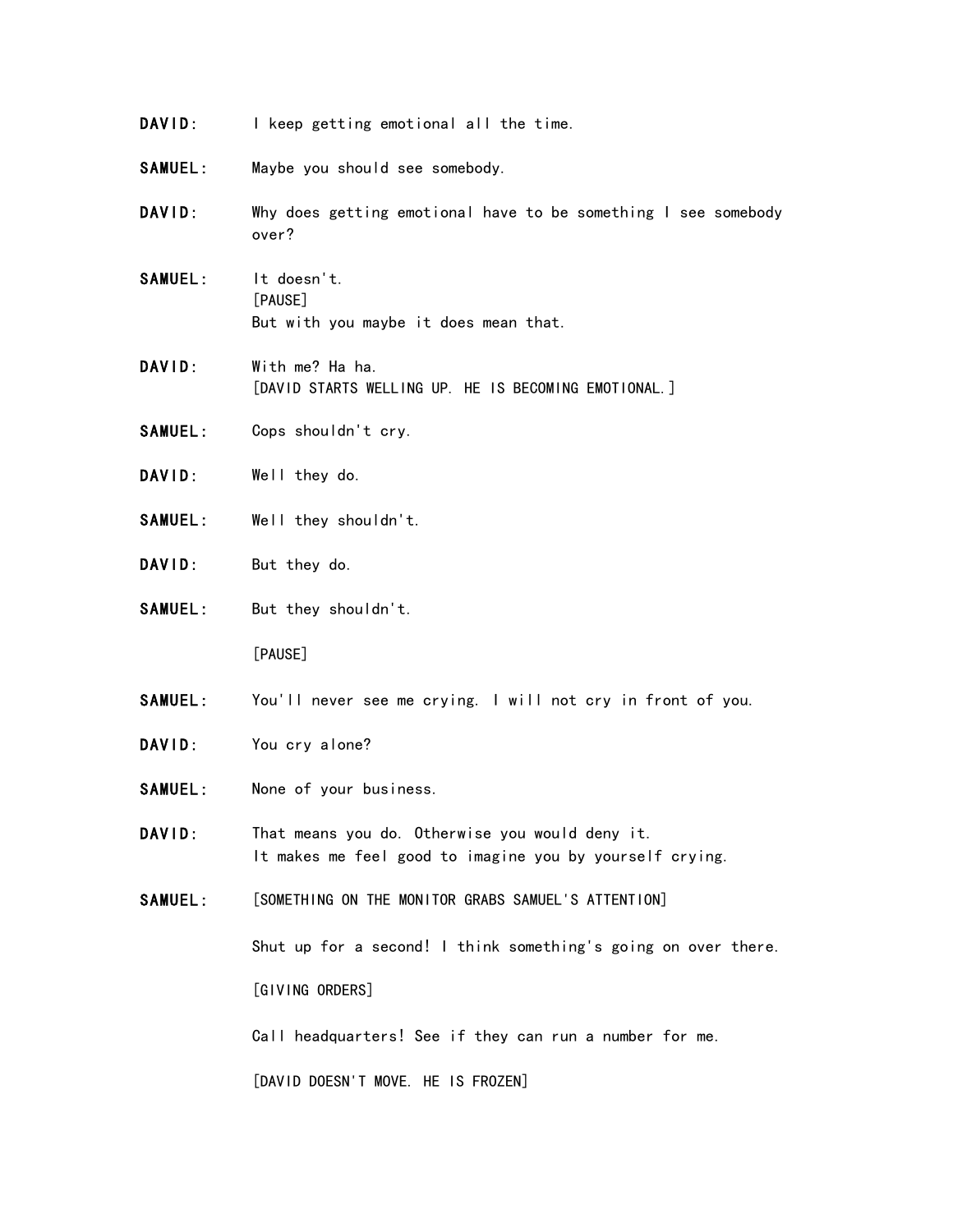**DAVID:** I keep getting emotional all the time.

**SAMUEL:** Maybe you should see somebody.

**DAVID:** Why does getting emotional have to be something I see somebody over?

**SAMUEL:** It doesn't.
[PAUSE]
But with you maybe it does mean that.

**DAVID:** With me? Ha ha.
[DAVID STARTS WELLING UP. HE IS BECOMING EMOTIONAL.]

**SAMUEL:** Cops shouldn't cry.

**DAVID:** Well they do.

**SAMUEL:** Well they shouldn't.

**DAVID:** But they do.

**SAMUEL:** But they shouldn't.

[PAUSE]

**SAMUEL:** You'll never see me crying. I will not cry in front of you.

**DAVID:** You cry alone?

**SAMUEL:** None of your business.

**DAVID:** That means you do. Otherwise you would deny it.
It makes me feel good to imagine you by yourself crying.

**SAMUEL:** [SOMETHING ON THE MONITOR GRABS SAMUEL'S ATTENTION]

Shut up for a second! I think something's going on over there.

[GIVING ORDERS]

Call headquarters! See if they can run a number for me.

[DAVID DOESN'T MOVE. HE IS FROZEN]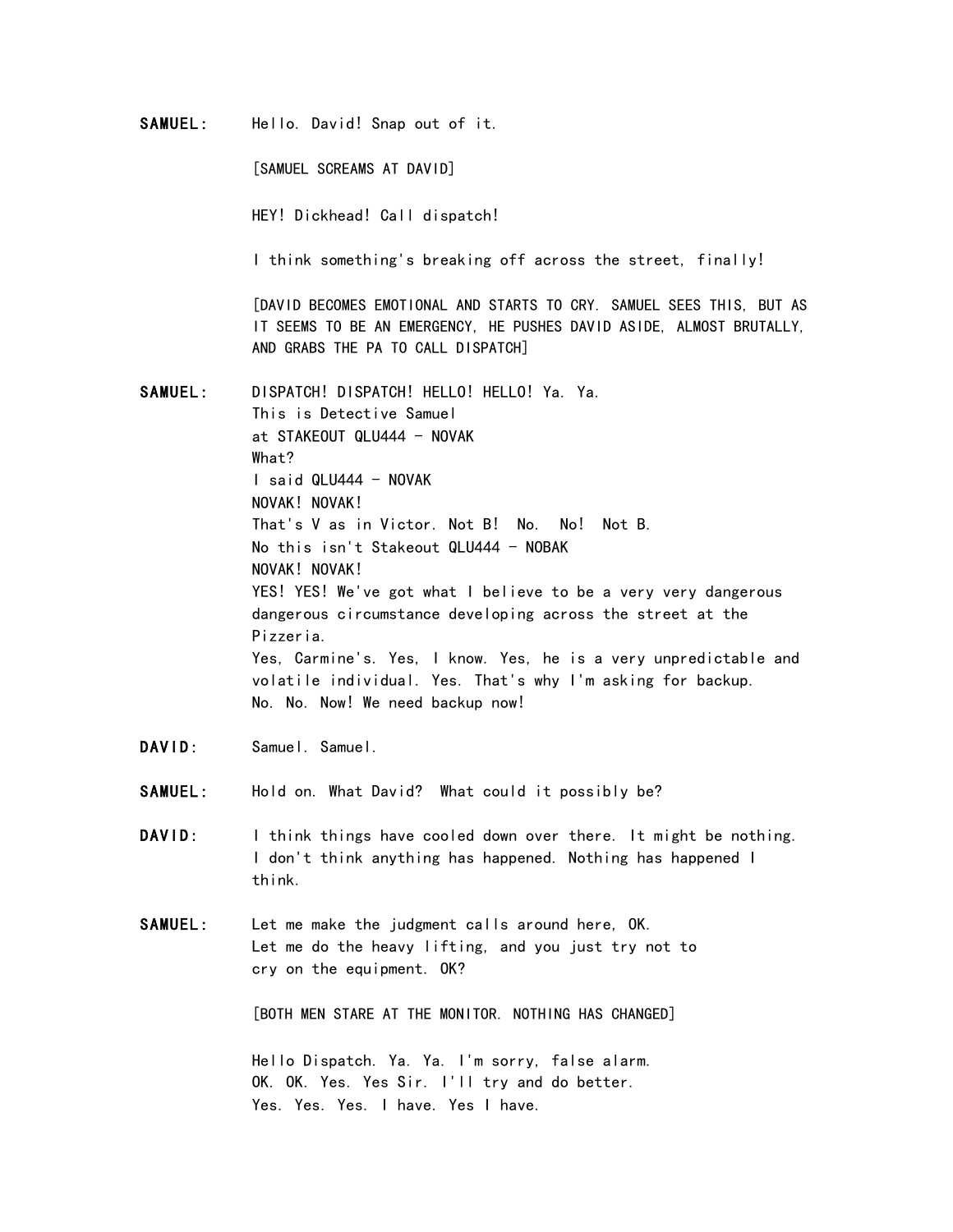**SAMUEL:** Hello. David! Snap out of it.

[SAMUEL SCREAMS AT DAVID]

HEY! Dickhead! Call dispatch!

I think something's breaking off across the street, finally!

[DAVID BECOMES EMOTIONAL AND STARTS TO CRY. SAMUEL SEES THIS, BUT AS IT SEEMS TO BE AN EMERGENCY, HE PUSHES DAVID ASIDE, ALMOST BRUTALLY, AND GRABS THE PA TO CALL DISPATCH]

**SAMUEL:** DISPATCH! DISPATCH! HELLO! HELLO! Ya. Ya.
This is Detective Samuel
at STAKEOUT QLU444 - NOVAK
What?
I said QLU444 - NOVAK
NOVAK! NOVAK!
That's V as in Victor. Not B! No. No! Not B.
No this isn't Stakeout QLU444 - NOBAK
NOVAK! NOVAK!
YES! YES! We've got what I believe to be a very very dangerous dangerous circumstance developing across the street at the Pizzeria.
Yes, Carmine's. Yes, I know. Yes, he is a very unpredictable and volatile individual. Yes. That's why I'm asking for backup.
No. No. Now! We need backup now!

**DAVID:** Samuel. Samuel.

**SAMUEL:** Hold on. What David? What could it possibly be?

**DAVID:** I think things have cooled down over there. It might be nothing. I don't think anything has happened. Nothing has happened I think.

**SAMUEL:** Let me make the judgment calls around here, OK.
Let me do the heavy lifting, and you just try not to cry on the equipment. OK?

[BOTH MEN STARE AT THE MONITOR. NOTHING HAS CHANGED]

Hello Dispatch. Ya. Ya. I'm sorry, false alarm.
OK. OK. Yes. Yes Sir. I'll try and do better.
Yes. Yes. Yes. I have. Yes I have.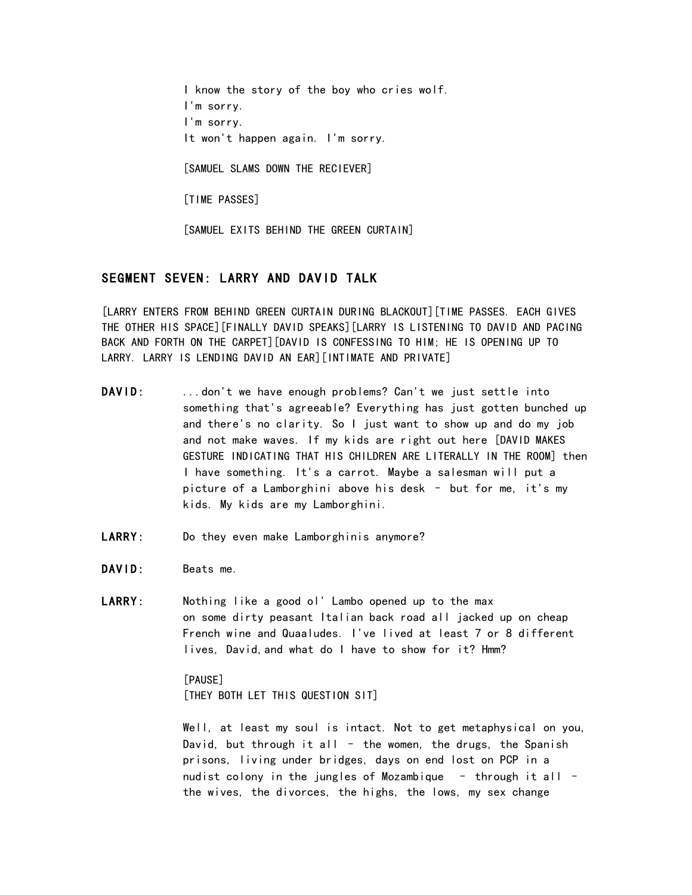I know the story of the boy who cries wolf.
I'm sorry.
I'm sorry.
It won't happen again. I'm sorry.

[SAMUEL SLAMS DOWN THE RECIEVER]

[TIME PASSES]

[SAMUEL EXITS BEHIND THE GREEN CURTAIN]

## SEGMENT SEVEN: LARRY AND DAVID TALK

[LARRY ENTERS FROM BEHIND GREEN CURTAIN DURING BLACKOUT][TIME PASSES. EACH GIVES THE OTHER HIS SPACE][FINALLY DAVID SPEAKS][LARRY IS LISTENING TO DAVID AND PACING BACK AND FORTH ON THE CARPET][DAVID IS CONFESSING TO HIM; HE IS OPENING UP TO LARRY. LARRY IS LENDING DAVID AN EAR][INTIMATE AND PRIVATE]

**DAVID:** ...don't we have enough problems? Can't we just settle into something that's agreeable? Everything has just gotten bunched up and there's no clarity. So I just want to show up and do my job and not make waves. If my kids are right out here [DAVID MAKES GESTURE INDICATING THAT HIS CHILDREN ARE LITERALLY IN THE ROOM] then I have something. It's a carrot. Maybe a salesman will put a picture of a Lamborghini above his desk - but for me, it's my kids. My kids are my Lamborghini.

**LARRY:** Do they even make Lamborghinis anymore?

**DAVID:** Beats me.

**LARRY:** Nothing like a good ol' Lambo opened up to the max on some dirty peasant Italian back road all jacked up on cheap French wine and Quaaludes. I've lived at least 7 or 8 different lives, David,and what do I have to show for it? Hmm?

[PAUSE]
[THEY BOTH LET THIS QUESTION SIT]

Well, at least my soul is intact. Not to get metaphysical on you, David, but through it all - the women, the drugs, the Spanish prisons, living under bridges, days on end lost on PCP in a nudist colony in the jungles of Mozambique - through it all - the wives, the divorces, the highs, the lows, my sex change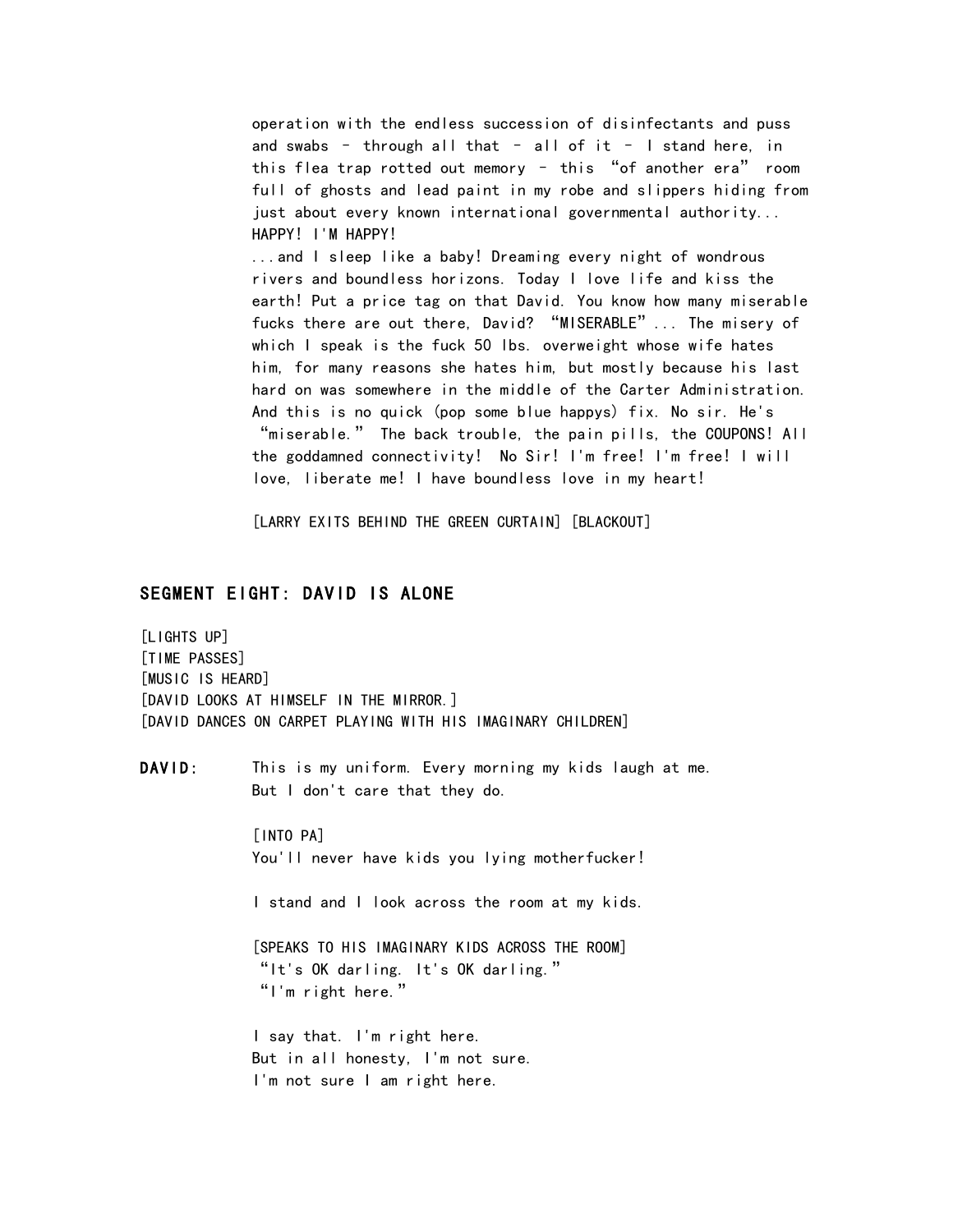operation with the endless succession of disinfectants and puss and swabs – through all that – all of it – I stand here, in this flea trap rotted out memory – this "of another era" room full of ghosts and lead paint in my robe and slippers hiding from just about every known international governmental authority...
HAPPY! I'M HAPPY!
...and I sleep like a baby! Dreaming every night of wondrous rivers and boundless horizons. Today I love life and kiss the earth! Put a price tag on that David. You know how many miserable fucks there are out there, David? "MISERABLE"... The misery of which I speak is the fuck 50 lbs. overweight whose wife hates him, for many reasons she hates him, but mostly because his last hard on was somewhere in the middle of the Carter Administration. And this is no quick (pop some blue happys) fix. No sir. He's "miserable." The back trouble, the pain pills, the COUPONS! All the goddamned connectivity! No Sir! I'm free! I'm free! I will love, liberate me! I have boundless love in my heart!

[LARRY EXITS BEHIND THE GREEN CURTAIN] [BLACKOUT]

## SEGMENT EIGHT: DAVID IS ALONE

[LIGHTS UP]
[TIME PASSES]
[MUSIC IS HEARD]
[DAVID LOOKS AT HIMSELF IN THE MIRROR.]
[DAVID DANCES ON CARPET PLAYING WITH HIS IMAGINARY CHILDREN]

**DAVID:** This is my uniform. Every morning my kids laugh at me. But I don't care that they do.

[INTO PA]
You'll never have kids you lying motherfucker!

I stand and I look across the room at my kids.

[SPEAKS TO HIS IMAGINARY KIDS ACROSS THE ROOM]
"It's OK darling. It's OK darling."
"I'm right here."

I say that. I'm right here.
But in all honesty, I'm not sure.
I'm not sure I am right here.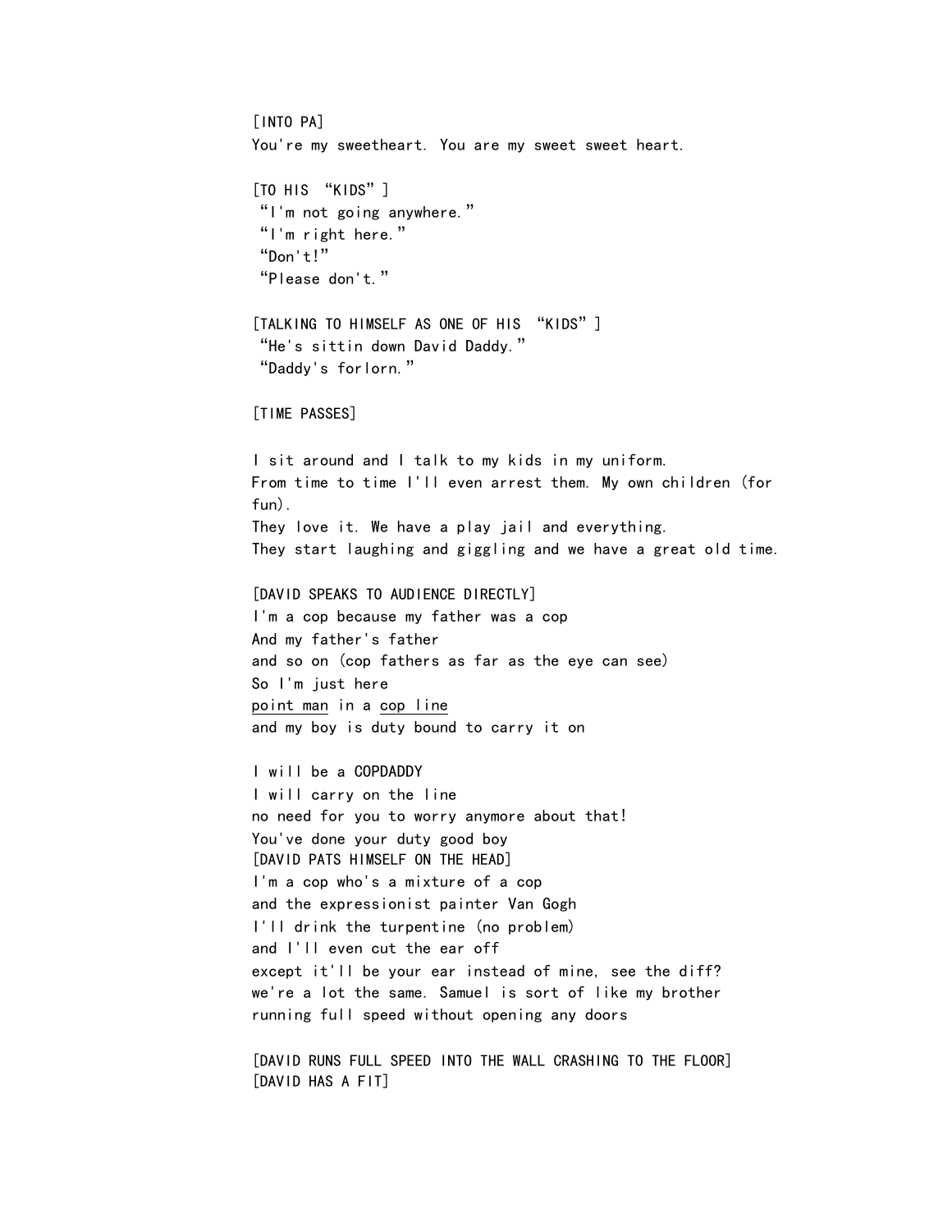[INTO PA]
You're my sweetheart. You are my sweet sweet heart.

[TO HIS "KIDS"]
"I'm not going anywhere."
"I'm right here."
"Don't!"
"Please don't."

[TALKING TO HIMSELF AS ONE OF HIS "KIDS"]
"He's sittin down David Daddy."
"Daddy's forlorn."

[TIME PASSES]

I sit around and I talk to my kids in my uniform.
From time to time I'll even arrest them. My own children (for fun).
They love it. We have a play jail and everything.
They start laughing and giggling and we have a great old time.

[DAVID SPEAKS TO AUDIENCE DIRECTLY]
I'm a cop because my father was a cop
And my father's father
and so on (cop fathers as far as the eye can see)
So I'm just here
<u>point man</u> in a <u>cop line</u>
and my boy is duty bound to carry it on

I will be a COPDADDY
I will carry on the line
no need for you to worry anymore about that!
You've done your duty good boy
[DAVID PATS HIMSELF ON THE HEAD]
I'm a cop who's a mixture of a cop
and the expressionist painter Van Gogh
I'll drink the turpentine (no problem)
and I'll even cut the ear off
except it'll be your ear instead of mine, see the diff?
we're a lot the same. Samuel is sort of like my brother
running full speed without opening any doors

[DAVID RUNS FULL SPEED INTO THE WALL CRASHING TO THE FLOOR]
[DAVID HAS A FIT]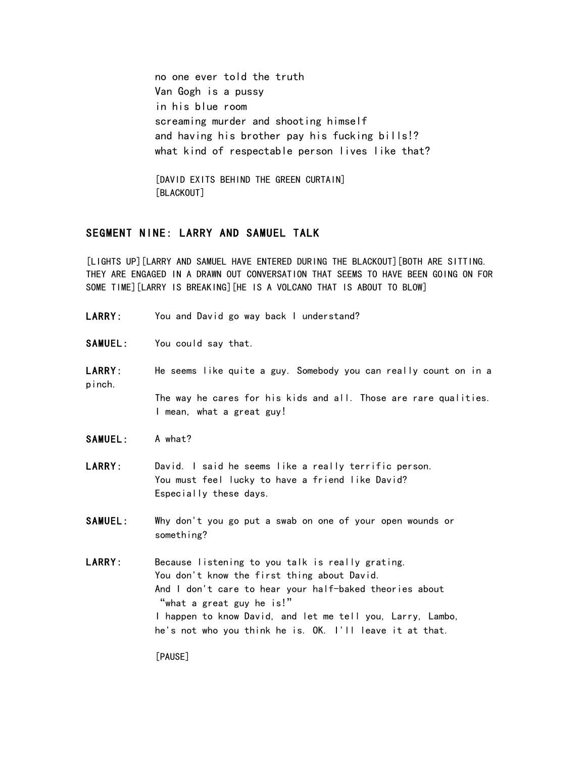no one ever told the truth
Van Gogh is a pussy
in his blue room
screaming murder and shooting himself
and having his brother pay his fucking bills!?
what kind of respectable person lives like that?

[DAVID EXITS BEHIND THE GREEN CURTAIN]
[BLACKOUT]

## SEGMENT NINE: LARRY AND SAMUEL TALK

[LIGHTS UP][LARRY AND SAMUEL HAVE ENTERED DURING THE BLACKOUT][BOTH ARE SITTING. THEY ARE ENGAGED IN A DRAWN OUT CONVERSATION THAT SEEMS TO HAVE BEEN GOING ON FOR SOME TIME][LARRY IS BREAKING][HE IS A VOLCANO THAT IS ABOUT TO BLOW]

**LARRY:** You and David go way back I understand?

**SAMUEL:** You could say that.

**LARRY:** He seems like quite a guy. Somebody you can really count on in a pinch.
The way he cares for his kids and all. Those are rare qualities.
I mean, what a great guy!

**SAMUEL:** A what?

**LARRY:** David. I said he seems like a really terrific person.
You must feel lucky to have a friend like David?
Especially these days.

**SAMUEL:** Why don't you go put a swab on one of your open wounds or something?

**LARRY:** Because listening to you talk is really grating.
You don't know the first thing about David.
And I don't care to hear your half-baked theories about "what a great guy he is!"
I happen to know David, and let me tell you, Larry, Lambo, he's not who you think he is. OK. I'll leave it at that.

[PAUSE]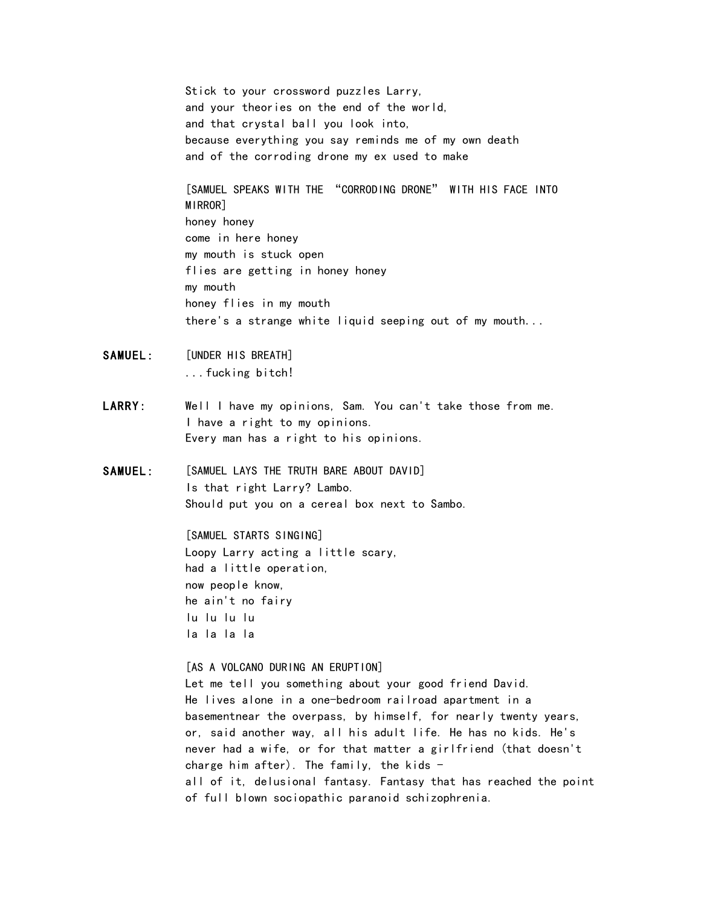Stick to your crossword puzzles Larry,  
and your theories on the end of the world,  
and that crystal ball you look into,  
because everything you say reminds me of my own death  
and of the corroding drone my ex used to make

[SAMUEL SPEAKS WITH THE “CORRODING DRONE” WITH HIS FACE INTO MIRROR]  
honey honey  
come in here honey  
my mouth is stuck open  
flies are getting in honey honey  
my mouth  
honey flies in my mouth  
there's a strange white liquid seeping out of my mouth...

**SAMUEL:** [UNDER HIS BREATH]  
...fucking bitch!

**LARRY:** Well I have my opinions, Sam. You can't take those from me.  
I have a right to my opinions.  
Every man has a right to his opinions.

**SAMUEL:** [SAMUEL LAYS THE TRUTH BARE ABOUT DAVID]  
Is that right Larry? Lambo.  
Should put you on a cereal box next to Sambo.

[SAMUEL STARTS SINGING]  
Loopy Larry acting a little scary,  
had a little operation,  
now people know,  
he ain't no fairy  
lu lu lu lu  
la la la la

[AS A VOLCANO DURING AN ERUPTION]  
Let me tell you something about your good friend David.  
He lives alone in a one-bedroom railroad apartment in a basementnear the overpass, by himself, for nearly twenty years, or, said another way, all his adult life. He has no kids. He's never had a wife, or for that matter a girlfriend (that doesn't charge him after). The family, the kids -  
all of it, delusional fantasy. Fantasy that has reached the point of full blown sociopathic paranoid schizophrenia.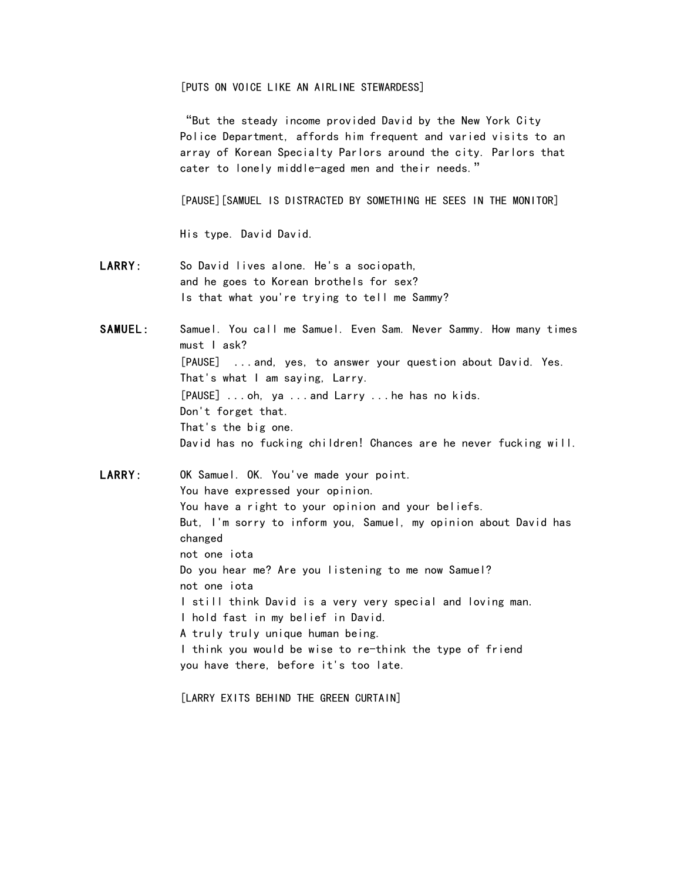[PUTS ON VOICE LIKE AN AIRLINE STEWARDESS]

"But the steady income provided David by the New York City Police Department, affords him frequent and varied visits to an array of Korean Specialty Parlors around the city. Parlors that cater to lonely middle-aged men and their needs."

[PAUSE][SAMUEL IS DISTRACTED BY SOMETHING HE SEES IN THE MONITOR]

His type. David David.

**LARRY:** So David lives alone. He's a sociopath,
and he goes to Korean brothels for sex?
Is that what you're trying to tell me Sammy?

**SAMUEL:** Samuel. You call me Samuel. Even Sam. Never Sammy. How many times must I ask?
[PAUSE] ...and, yes, to answer your question about David. Yes. That's what I am saying, Larry.
[PAUSE] ...oh, ya ...and Larry ...he has no kids.
Don't forget that.
That's the big one.
David has no fucking children! Chances are he never fucking will.

**LARRY:** OK Samuel. OK. You've made your point.
You have expressed your opinion.
You have a right to your opinion and your beliefs.
But, I'm sorry to inform you, Samuel, my opinion about David has changed
not one iota
Do you hear me? Are you listening to me now Samuel?
not one iota
I still think David is a very very special and loving man.
I hold fast in my belief in David.
A truly truly unique human being.
I think you would be wise to re-think the type of friend
you have there, before it's too late.

[LARRY EXITS BEHIND THE GREEN CURTAIN]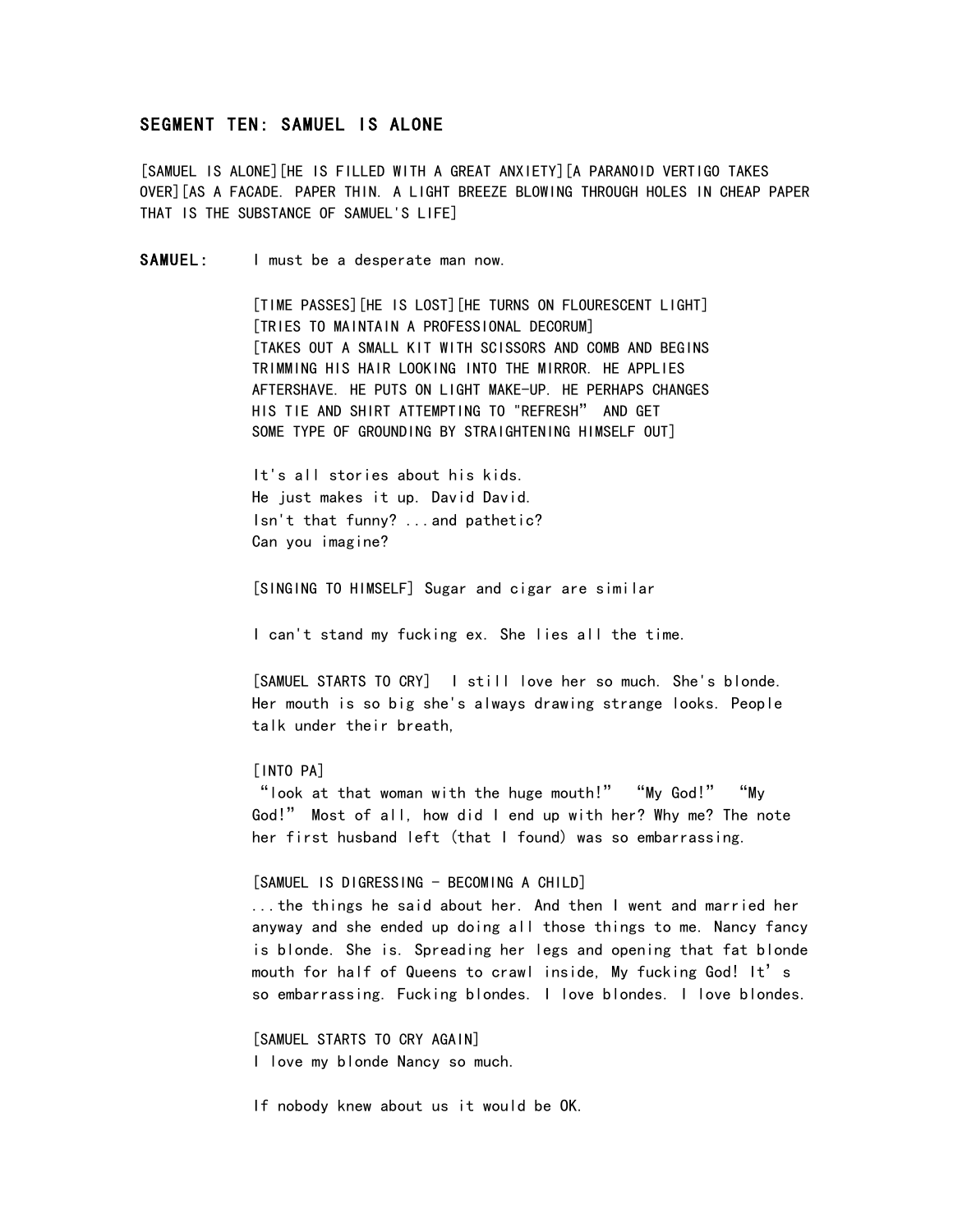## SEGMENT TEN: SAMUEL IS ALONE

[SAMUEL IS ALONE][HE IS FILLED WITH A GREAT ANXIETY][A PARANOID VERTIGO TAKES OVER][AS A FACADE. PAPER THIN. A LIGHT BREEZE BLOWING THROUGH HOLES IN CHEAP PAPER THAT IS THE SUBSTANCE OF SAMUEL'S LIFE]

**SAMUEL:** I must be a desperate man now.

[TIME PASSES][HE IS LOST][HE TURNS ON FLOURESCENT LIGHT][TRIES TO MAINTAIN A PROFESSIONAL DECORUM][TAKES OUT A SMALL KIT WITH SCISSORS AND COMB AND BEGINS TRIMMING HIS HAIR LOOKING INTO THE MIRROR. HE APPLIES AFTERSHAVE. HE PUTS ON LIGHT MAKE-UP. HE PERHAPS CHANGES HIS TIE AND SHIRT ATTEMPTING TO "REFRESH" AND GET SOME TYPE OF GROUNDING BY STRAIGHTENING HIMSELF OUT]

It's all stories about his kids.
He just makes it up. David David.
Isn't that funny? ...and pathetic?
Can you imagine?

[SINGING TO HIMSELF] Sugar and cigar are similar

I can't stand my fucking ex. She lies all the time.

[SAMUEL STARTS TO CRY] I still love her so much. She's blonde. Her mouth is so big she's always drawing strange looks. People talk under their breath,

[INTO PA]
"look at that woman with the huge mouth!" "My God!" "My God!" Most of all, how did I end up with her? Why me? The note her first husband left (that I found) was so embarrassing.

[SAMUEL IS DIGRESSING - BECOMING A CHILD]
...the things he said about her. And then I went and married her anyway and she ended up doing all those things to me. Nancy fancy is blonde. She is. Spreading her legs and opening that fat blonde mouth for half of Queens to crawl inside, My fucking God! It's so embarrassing. Fucking blondes. I love blondes. I love blondes.

[SAMUEL STARTS TO CRY AGAIN]
I love my blonde Nancy so much.

If nobody knew about us it would be OK.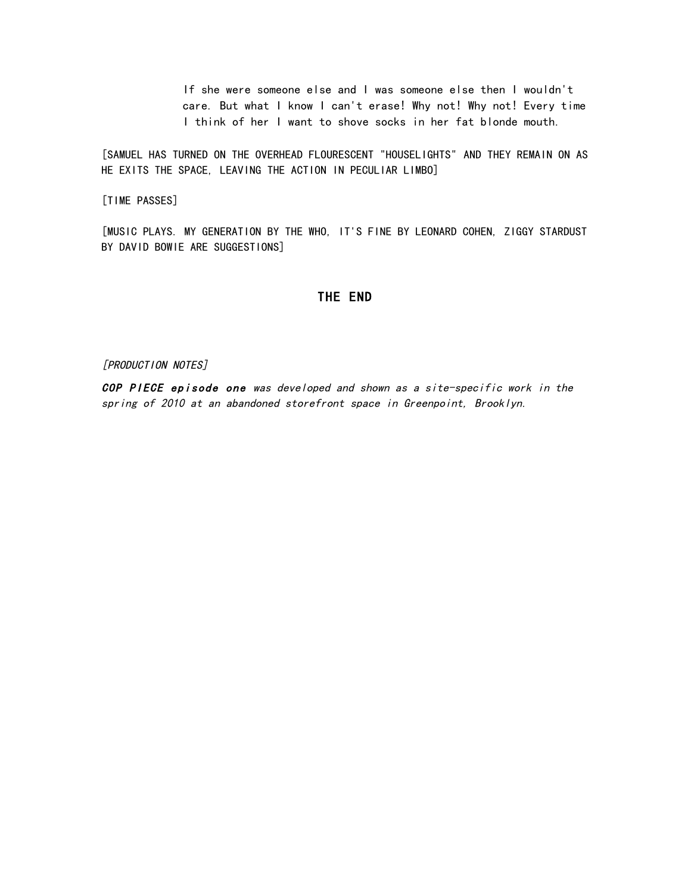If she were someone else and I was someone else then I wouldn't care. But what I know I can't erase! Why not! Why not! Every time I think of her I want to shove socks in her fat blonde mouth.

[SAMUEL HAS TURNED ON THE OVERHEAD FLOURESCENT "HOUSELIGHTS" AND THEY REMAIN ON AS HE EXITS THE SPACE, LEAVING THE ACTION IN PECULIAR LIMBO]

[TIME PASSES]

[MUSIC PLAYS. MY GENERATION BY THE WHO, IT'S FINE BY LEONARD COHEN, ZIGGY STARDUST BY DAVID BOWIE ARE SUGGESTIONS]

## THE END

*[PRODUCTION NOTES]*

***COP PIECE episode one*** *was developed and shown as a site-specific work in the spring of 2010 at an abandoned storefront space in Greenpoint, Brooklyn.*